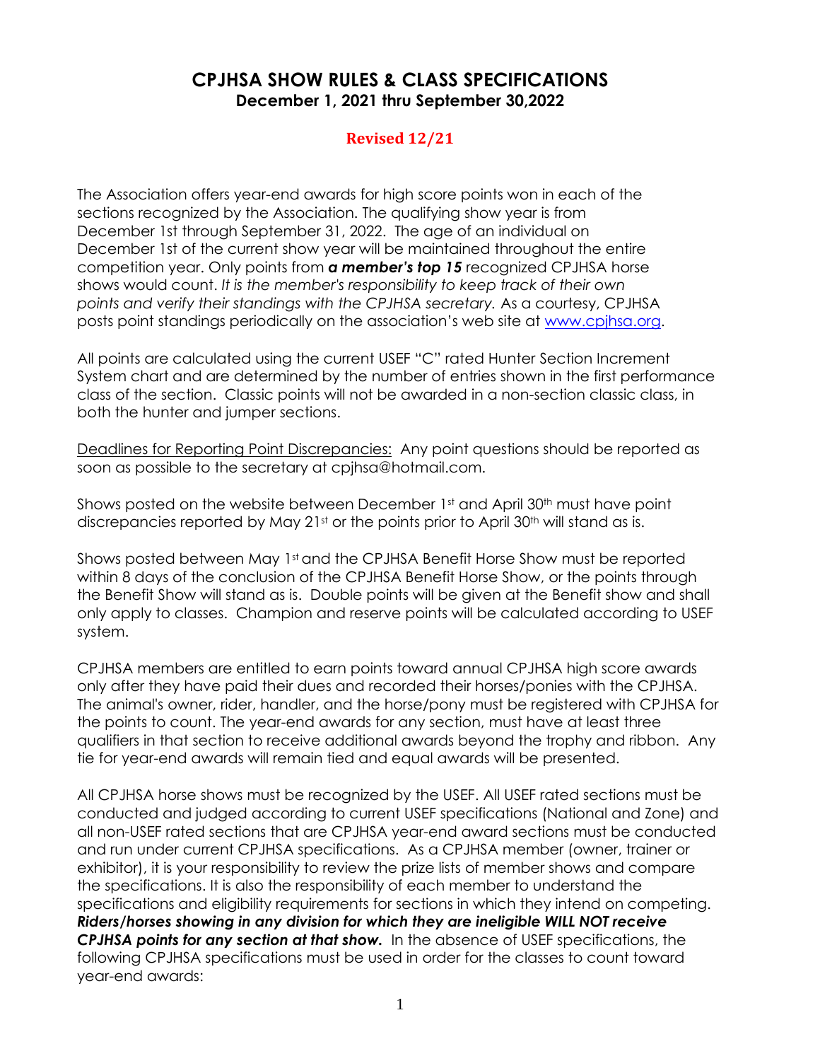# CPJHSA SHOW RULES & CLASS SPECIFICATIONS

## December 1, 2021 thru September 30,2022

### Revised 12/21

The Association offers year-end awards for high score points won in each of the sections recognized by the Association. The qualifying show year is from December 1st through September 31, 2022. The age of an individual on December 1st of the current show year will be maintained throughout the entire competition year. Only points from ***a member's top 15*** recognized CPJHSA horse shows would count. *It is the member's responsibility to keep track of their own points and verify their standings with the CPJHSA secretary.* As a courtesy, CPJHSA posts point standings periodically on the association's web site at www.cpjhsa.org.

All points are calculated using the current USEF "C" rated Hunter Section Increment System chart and are determined by the number of entries shown in the first performance class of the section. Classic points will not be awarded in a non-section classic class, in both the hunter and jumper sections.

Deadlines for Reporting Point Discrepancies: Any point questions should be reported as soon as possible to the secretary at cpjhsa@hotmail.com.

Shows posted on the website between December 1st and April 30th must have point discrepancies reported by May 21st or the points prior to April 30th will stand as is.

Shows posted between May 1st and the CPJHSA Benefit Horse Show must be reported within 8 days of the conclusion of the CPJHSA Benefit Horse Show, or the points through the Benefit Show will stand as is. Double points will be given at the Benefit show and shall only apply to classes. Champion and reserve points will be calculated according to USEF system.

CPJHSA members are entitled to earn points toward annual CPJHSA high score awards only after they have paid their dues and recorded their horses/ponies with the CPJHSA. The animal's owner, rider, handler, and the horse/pony must be registered with CPJHSA for the points to count. The year-end awards for any section, must have at least three qualifiers in that section to receive additional awards beyond the trophy and ribbon. Any tie for year-end awards will remain tied and equal awards will be presented.

All CPJHSA horse shows must be recognized by the USEF. All USEF rated sections must be conducted and judged according to current USEF specifications (National and Zone) and all non-USEF rated sections that are CPJHSA year-end award sections must be conducted and run under current CPJHSA specifications. As a CPJHSA member (owner, trainer or exhibitor), it is your responsibility to review the prize lists of member shows and compare the specifications. It is also the responsibility of each member to understand the specifications and eligibility requirements for sections in which they intend on competing. ***Riders/horses showing in any division for which they are ineligible WILL NOT receive CPJHSA points for any section at that show.*** In the absence of USEF specifications, the following CPJHSA specifications must be used in order for the classes to count toward year-end awards: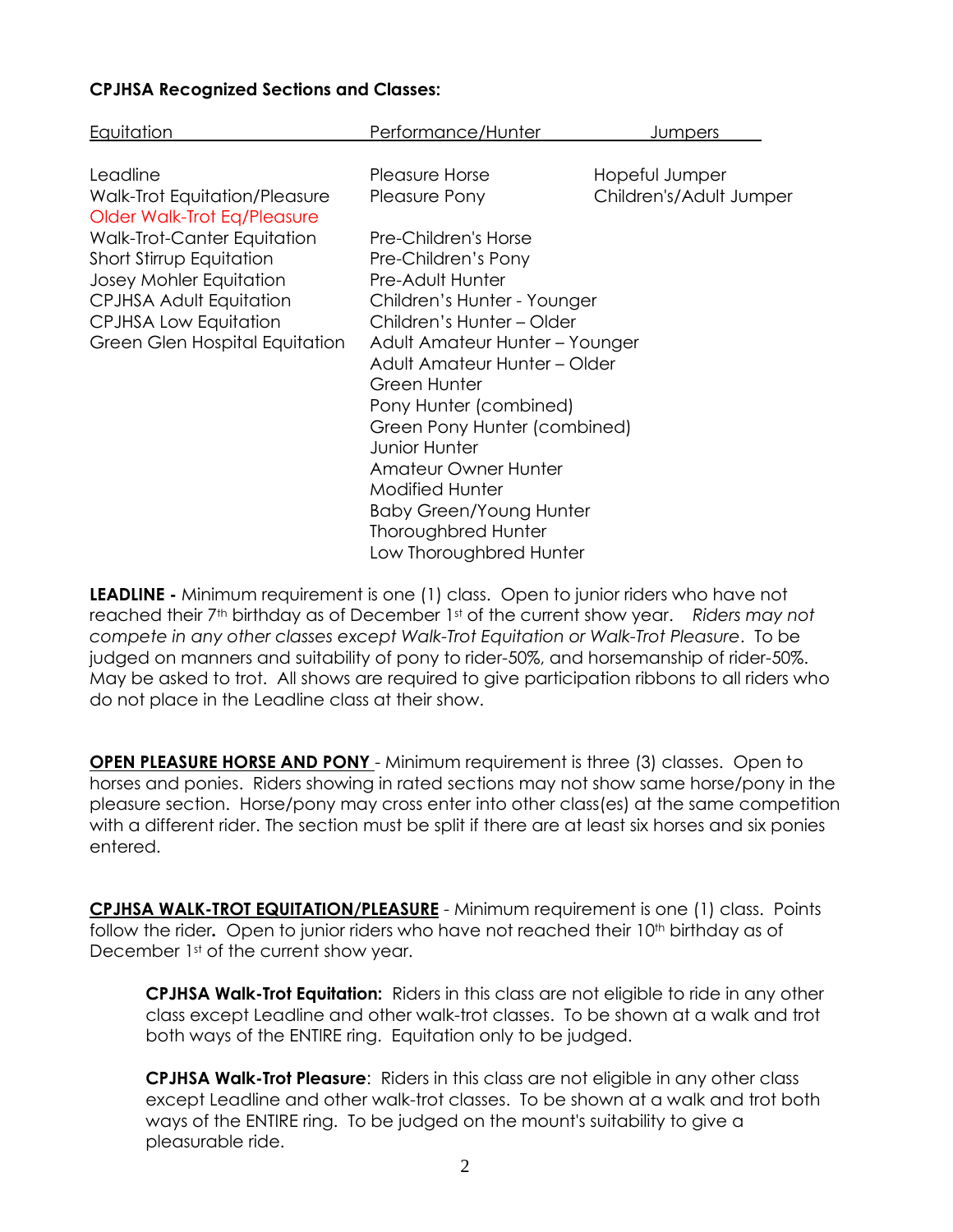**CPJHSA Recognized Sections and Classes:**

| Equitation | Performance/Hunter | Jumpers |
|---|---|---|
| Leadline | Pleasure Horse | Hopeful Jumper |
| Walk-Trot Equitation/Pleasure | Pleasure Pony | Children's/Adult Jumper |
| Older Walk-Trot Eq/Pleasure | | |
| Walk-Trot-Canter Equitation | Pre-Children's Horse | |
| Short Stirrup Equitation | Pre-Children's Pony | |
| Josey Mohler Equitation | Pre-Adult Hunter | |
| CPJHSA Adult Equitation | Children's Hunter - Younger | |
| CPJHSA Low Equitation | Children's Hunter – Older | |
| Green Glen Hospital Equitation | Adult Amateur Hunter – Younger | |
| | Adult Amateur Hunter – Older | |
| | Green Hunter | |
| | Pony Hunter (combined) | |
| | Green Pony Hunter (combined) | |
| | Junior Hunter | |
| | Amateur Owner Hunter | |
| | Modified Hunter | |
| | Baby Green/Young Hunter | |
| | Thoroughbred Hunter | |
| | Low Thoroughbred Hunter | |

**LEADLINE -** Minimum requirement is one (1) class. Open to junior riders who have not reached their 7th birthday as of December 1st of the current show year. *Riders may not compete in any other classes except Walk-Trot Equitation or Walk-Trot Pleasure*. To be judged on manners and suitability of pony to rider-50%, and horsemanship of rider-50%. May be asked to trot. All shows are required to give participation ribbons to all riders who do not place in the Leadline class at their show.

**OPEN PLEASURE HORSE AND PONY** - Minimum requirement is three (3) classes. Open to horses and ponies. Riders showing in rated sections may not show same horse/pony in the pleasure section. Horse/pony may cross enter into other class(es) at the same competition with a different rider. The section must be split if there are at least six horses and six ponies entered.

**CPJHSA WALK-TROT EQUITATION/PLEASURE** - Minimum requirement is one (1) class. Points follow the rider**.** Open to junior riders who have not reached their 10th birthday as of December 1st of the current show year.

> **CPJHSA Walk-Trot Equitation:** Riders in this class are not eligible to ride in any other class except Leadline and other walk-trot classes. To be shown at a walk and trot both ways of the ENTIRE ring. Equitation only to be judged.

> **CPJHSA Walk-Trot Pleasure**: Riders in this class are not eligible in any other class except Leadline and other walk-trot classes. To be shown at a walk and trot both ways of the ENTIRE ring. To be judged on the mount's suitability to give a pleasurable ride.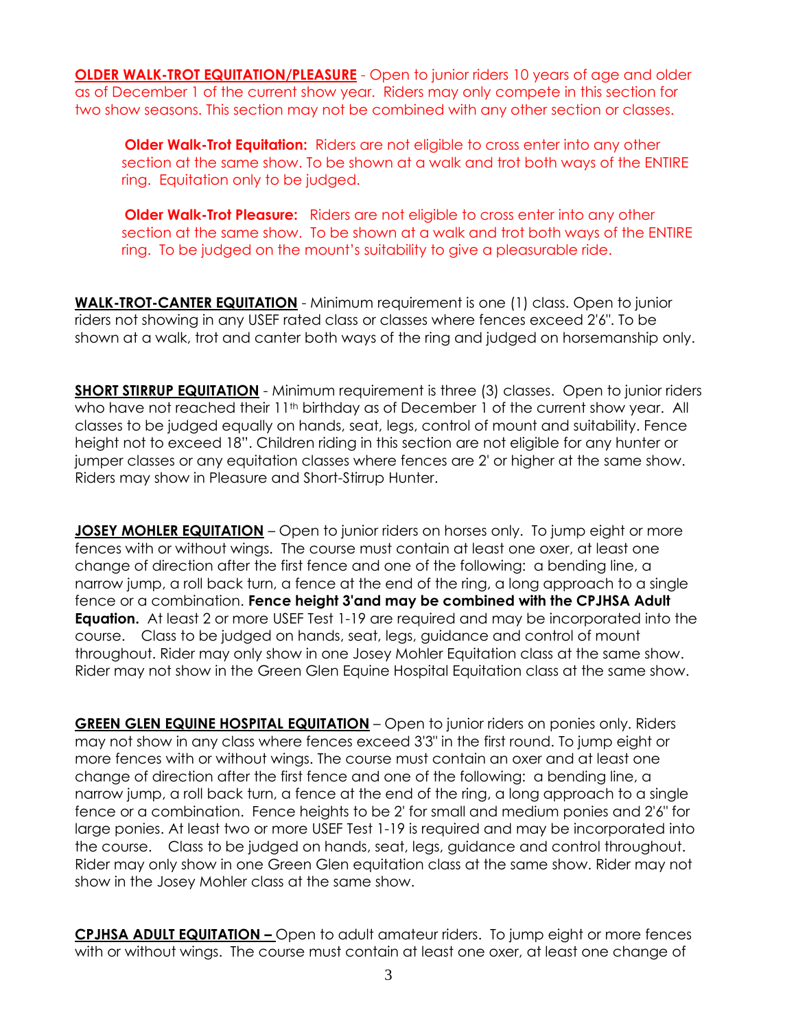**OLDER WALK-TROT EQUITATION/PLEASURE** - Open to junior riders 10 years of age and older as of December 1 of the current show year. Riders may only compete in this section for two show seasons. This section may not be combined with any other section or classes.

> **Older Walk-Trot Equitation:** Riders are not eligible to cross enter into any other section at the same show. To be shown at a walk and trot both ways of the ENTIRE ring. Equitation only to be judged.
>
> **Older Walk-Trot Pleasure:** Riders are not eligible to cross enter into any other section at the same show. To be shown at a walk and trot both ways of the ENTIRE ring. To be judged on the mount's suitability to give a pleasurable ride.

**WALK-TROT-CANTER EQUITATION** - Minimum requirement is one (1) class. Open to junior riders not showing in any USEF rated class or classes where fences exceed 2'6". To be shown at a walk, trot and canter both ways of the ring and judged on horsemanship only.

**SHORT STIRRUP EQUITATION** - Minimum requirement is three (3) classes. Open to junior riders who have not reached their 11th birthday as of December 1 of the current show year. All classes to be judged equally on hands, seat, legs, control of mount and suitability. Fence height not to exceed 18". Children riding in this section are not eligible for any hunter or jumper classes or any equitation classes where fences are 2' or higher at the same show. Riders may show in Pleasure and Short-Stirrup Hunter.

**JOSEY MOHLER EQUITATION** – Open to junior riders on horses only. To jump eight or more fences with or without wings. The course must contain at least one oxer, at least one change of direction after the first fence and one of the following: a bending line, a narrow jump, a roll back turn, a fence at the end of the ring, a long approach to a single fence or a combination. **Fence height 3'and may be combined with the CPJHSA Adult Equation.** At least 2 or more USEF Test 1-19 are required and may be incorporated into the course. Class to be judged on hands, seat, legs, guidance and control of mount throughout. Rider may only show in one Josey Mohler Equitation class at the same show. Rider may not show in the Green Glen Equine Hospital Equitation class at the same show.

**GREEN GLEN EQUINE HOSPITAL EQUITATION** – Open to junior riders on ponies only. Riders may not show in any class where fences exceed 3'3" in the first round. To jump eight or more fences with or without wings. The course must contain an oxer and at least one change of direction after the first fence and one of the following: a bending line, a narrow jump, a roll back turn, a fence at the end of the ring, a long approach to a single fence or a combination. Fence heights to be 2' for small and medium ponies and 2'6" for large ponies. At least two or more USEF Test 1-19 is required and may be incorporated into the course. Class to be judged on hands, seat, legs, guidance and control throughout. Rider may only show in one Green Glen equitation class at the same show. Rider may not show in the Josey Mohler class at the same show.

**CPJHSA ADULT EQUITATION –** Open to adult amateur riders. To jump eight or more fences with or without wings. The course must contain at least one oxer, at least one change of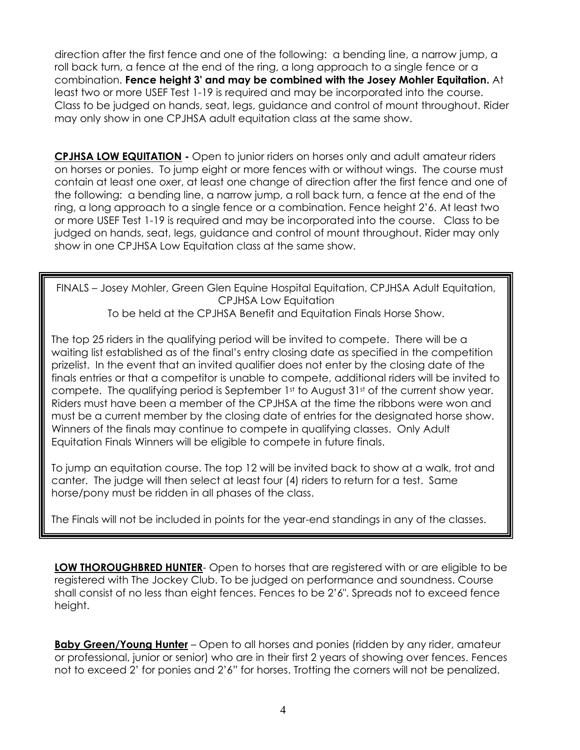direction after the first fence and one of the following: a bending line, a narrow jump, a roll back turn, a fence at the end of the ring, a long approach to a single fence or a combination. **Fence height 3' and may be combined with the Josey Mohler Equitation.** At least two or more USEF Test 1-19 is required and may be incorporated into the course. Class to be judged on hands, seat, legs, guidance and control of mount throughout. Rider may only show in one CPJHSA adult equitation class at the same show.

**CPJHSA LOW EQUITATION -** Open to junior riders on horses only and adult amateur riders on horses or ponies. To jump eight or more fences with or without wings. The course must contain at least one oxer, at least one change of direction after the first fence and one of the following: a bending line, a narrow jump, a roll back turn, a fence at the end of the ring, a long approach to a single fence or a combination. Fence height 2'6. At least two or more USEF Test 1-19 is required and may be incorporated into the course. Class to be judged on hands, seat, legs, guidance and control of mount throughout. Rider may only show in one CPJHSA Low Equitation class at the same show.

FINALS – Josey Mohler, Green Glen Equine Hospital Equitation, CPJHSA Adult Equitation, CPJHSA Low Equitation
To be held at the CPJHSA Benefit and Equitation Finals Horse Show.

The top 25 riders in the qualifying period will be invited to compete. There will be a waiting list established as of the final's entry closing date as specified in the competition prizelist. In the event that an invited qualifier does not enter by the closing date of the finals entries or that a competitor is unable to compete, additional riders will be invited to compete. The qualifying period is September 1st to August 31st of the current show year. Riders must have been a member of the CPJHSA at the time the ribbons were won and must be a current member by the closing date of entries for the designated horse show. Winners of the finals may continue to compete in qualifying classes. Only Adult Equitation Finals Winners will be eligible to compete in future finals.

To jump an equitation course. The top 12 will be invited back to show at a walk, trot and canter. The judge will then select at least four (4) riders to return for a test. Same horse/pony must be ridden in all phases of the class.

The Finals will not be included in points for the year-end standings in any of the classes.

**LOW THOROUGHBRED HUNTER**- Open to horses that are registered with or are eligible to be registered with The Jockey Club. To be judged on performance and soundness. Course shall consist of no less than eight fences. Fences to be 2'6". Spreads not to exceed fence height.

**Baby Green/Young Hunter** – Open to all horses and ponies (ridden by any rider, amateur or professional, junior or senior) who are in their first 2 years of showing over fences. Fences not to exceed 2' for ponies and 2'6" for horses. Trotting the corners will not be penalized.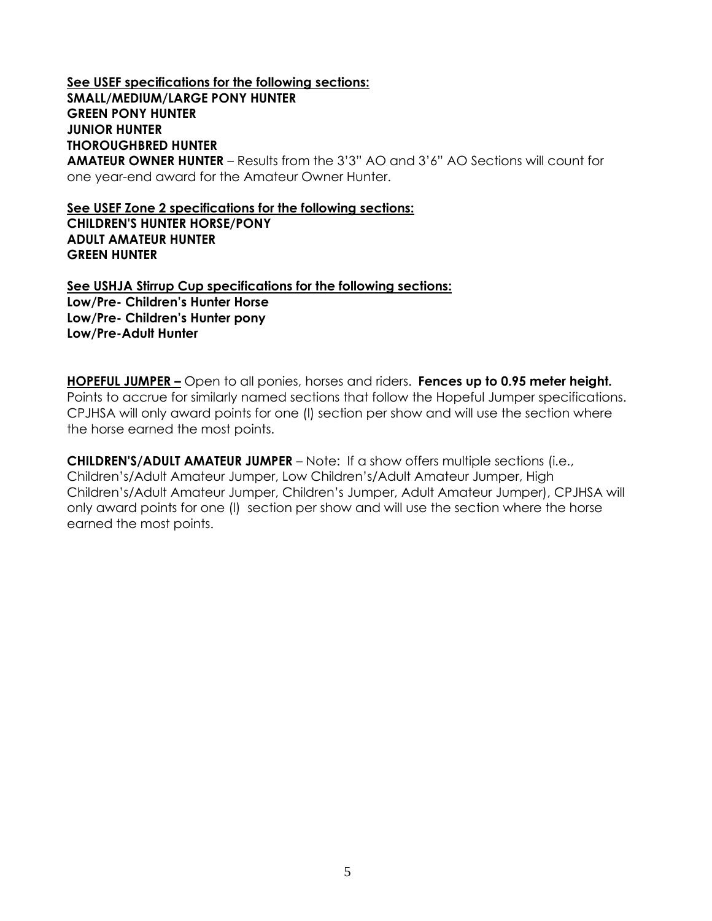**See USEF specifications for the following sections:**
**SMALL/MEDIUM/LARGE PONY HUNTER**
**GREEN PONY HUNTER**
**JUNIOR HUNTER**
**THOROUGHBRED HUNTER**
**AMATEUR OWNER HUNTER** – Results from the 3'3" AO and 3'6" AO Sections will count for one year-end award for the Amateur Owner Hunter.

**See USEF Zone 2 specifications for the following sections:**
**CHILDREN'S HUNTER HORSE/PONY**
**ADULT AMATEUR HUNTER**
**GREEN HUNTER**

**See USHJA Stirrup Cup specifications for the following sections:**
**Low/Pre- Children's Hunter Horse**
**Low/Pre- Children's Hunter pony**
**Low/Pre-Adult Hunter**

**HOPEFUL JUMPER –** Open to all ponies, horses and riders. **Fences up to 0.95 meter height.** Points to accrue for similarly named sections that follow the Hopeful Jumper specifications. CPJHSA will only award points for one (l) section per show and will use the section where the horse earned the most points.

**CHILDREN'S/ADULT AMATEUR JUMPER** – Note: If a show offers multiple sections (i.e., Children's/Adult Amateur Jumper, Low Children's/Adult Amateur Jumper, High Children's/Adult Amateur Jumper, Children's Jumper, Adult Amateur Jumper), CPJHSA will only award points for one (l) section per show and will use the section where the horse earned the most points.